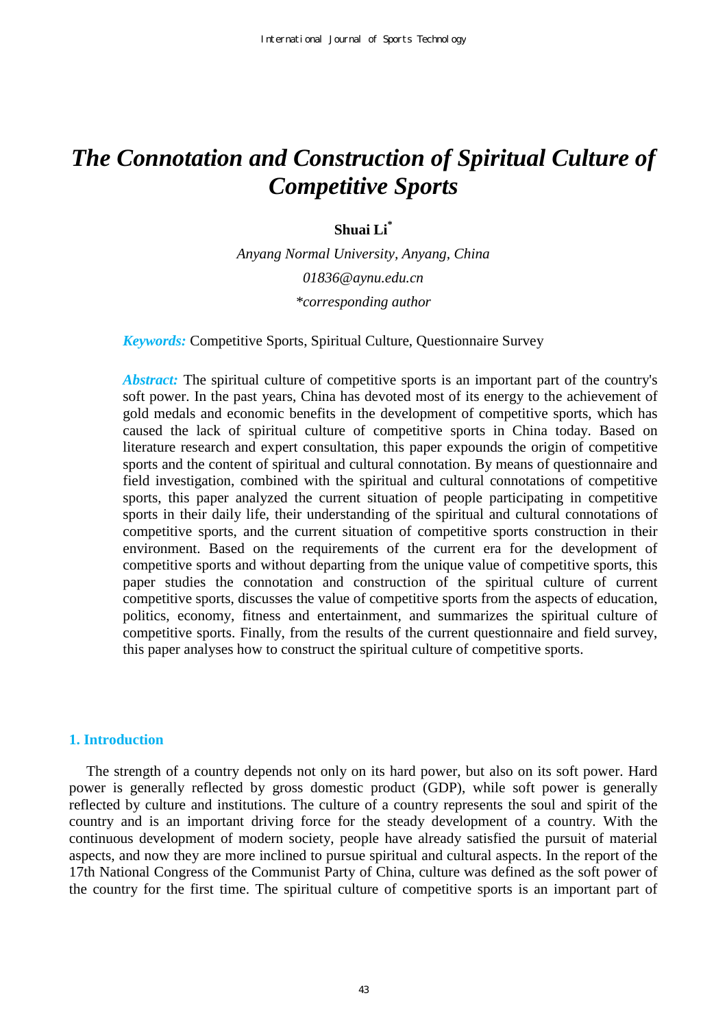# *The Connotation and Construction of Spiritual Culture of Competitive Sports*

**Shuai Li***

*Anyang Normal University, Anyang, China*

*01836@aynu.edu.cn*

*\*corresponding author*

***Keywords:*** Competitive Sports, Spiritual Culture, Questionnaire Survey

***Abstract:*** The spiritual culture of competitive sports is an important part of the country's soft power. In the past years, China has devoted most of its energy to the achievement of gold medals and economic benefits in the development of competitive sports, which has caused the lack of spiritual culture of competitive sports in China today. Based on literature research and expert consultation, this paper expounds the origin of competitive sports and the content of spiritual and cultural connotation. By means of questionnaire and field investigation, combined with the spiritual and cultural connotations of competitive sports, this paper analyzed the current situation of people participating in competitive sports in their daily life, their understanding of the spiritual and cultural connotations of competitive sports, and the current situation of competitive sports construction in their environment. Based on the requirements of the current era for the development of competitive sports and without departing from the unique value of competitive sports, this paper studies the connotation and construction of the spiritual culture of current competitive sports, discusses the value of competitive sports from the aspects of education, politics, economy, fitness and entertainment, and summarizes the spiritual culture of competitive sports. Finally, from the results of the current questionnaire and field survey, this paper analyses how to construct the spiritual culture of competitive sports.

## 1. Introduction

The strength of a country depends not only on its hard power, but also on its soft power. Hard power is generally reflected by gross domestic product (GDP), while soft power is generally reflected by culture and institutions. The culture of a country represents the soul and spirit of the country and is an important driving force for the steady development of a country. With the continuous development of modern society, people have already satisfied the pursuit of material aspects, and now they are more inclined to pursue spiritual and cultural aspects. In the report of the 17th National Congress of the Communist Party of China, culture was defined as the soft power of the country for the first time. The spiritual culture of competitive sports is an important part of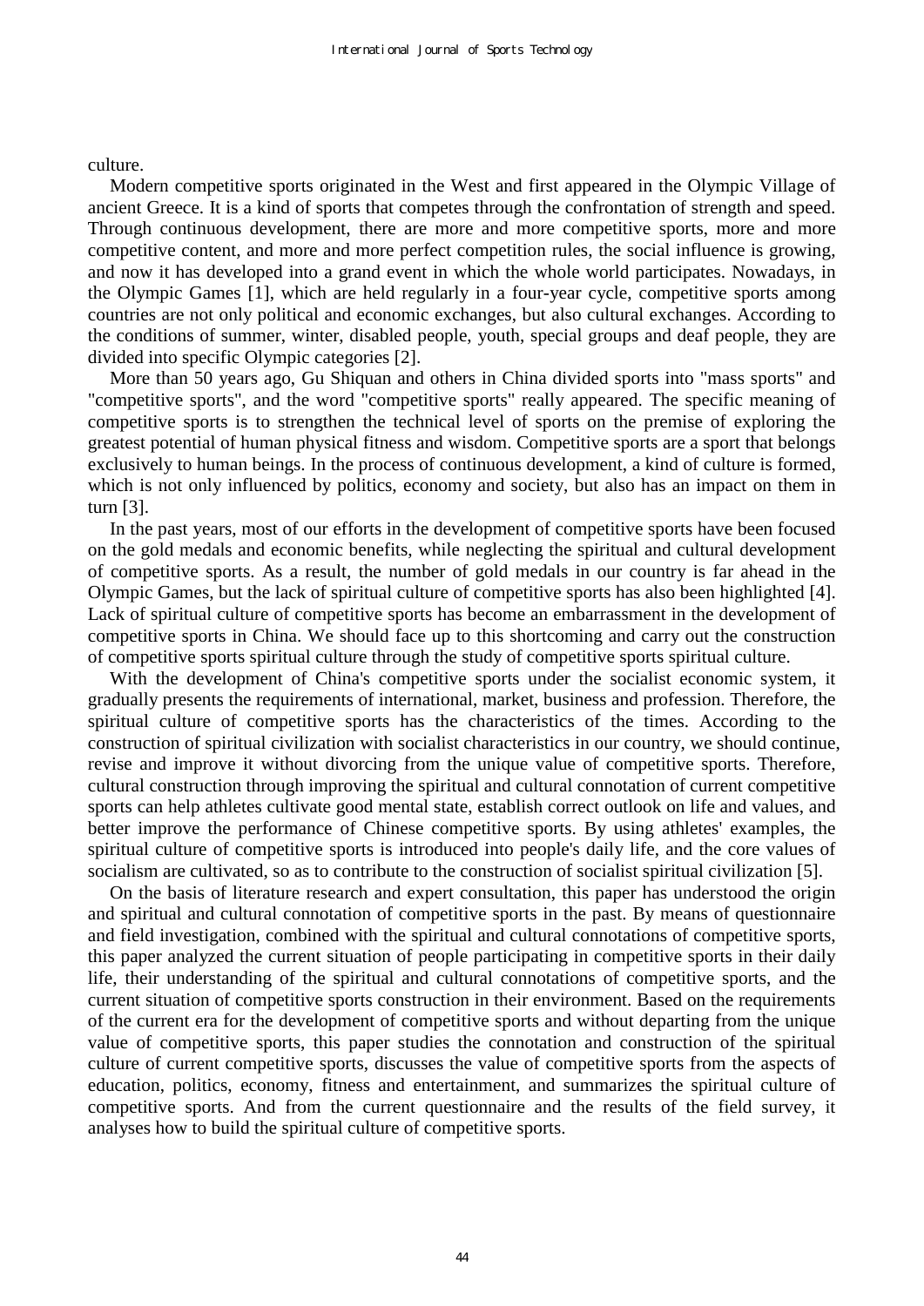culture.

Modern competitive sports originated in the West and first appeared in the Olympic Village of ancient Greece. It is a kind of sports that competes through the confrontation of strength and speed. Through continuous development, there are more and more competitive sports, more and more competitive content, and more and more perfect competition rules, the social influence is growing, and now it has developed into a grand event in which the whole world participates. Nowadays, in the Olympic Games [1], which are held regularly in a four-year cycle, competitive sports among countries are not only political and economic exchanges, but also cultural exchanges. According to the conditions of summer, winter, disabled people, youth, special groups and deaf people, they are divided into specific Olympic categories [2].

More than 50 years ago, Gu Shiquan and others in China divided sports into "mass sports" and "competitive sports", and the word "competitive sports" really appeared. The specific meaning of competitive sports is to strengthen the technical level of sports on the premise of exploring the greatest potential of human physical fitness and wisdom. Competitive sports are a sport that belongs exclusively to human beings. In the process of continuous development, a kind of culture is formed, which is not only influenced by politics, economy and society, but also has an impact on them in turn [3].

In the past years, most of our efforts in the development of competitive sports have been focused on the gold medals and economic benefits, while neglecting the spiritual and cultural development of competitive sports. As a result, the number of gold medals in our country is far ahead in the Olympic Games, but the lack of spiritual culture of competitive sports has also been highlighted [4]. Lack of spiritual culture of competitive sports has become an embarrassment in the development of competitive sports in China. We should face up to this shortcoming and carry out the construction of competitive sports spiritual culture through the study of competitive sports spiritual culture.

With the development of China's competitive sports under the socialist economic system, it gradually presents the requirements of international, market, business and profession. Therefore, the spiritual culture of competitive sports has the characteristics of the times. According to the construction of spiritual civilization with socialist characteristics in our country, we should continue, revise and improve it without divorcing from the unique value of competitive sports. Therefore, cultural construction through improving the spiritual and cultural connotation of current competitive sports can help athletes cultivate good mental state, establish correct outlook on life and values, and better improve the performance of Chinese competitive sports. By using athletes' examples, the spiritual culture of competitive sports is introduced into people's daily life, and the core values of socialism are cultivated, so as to contribute to the construction of socialist spiritual civilization [5].

On the basis of literature research and expert consultation, this paper has understood the origin and spiritual and cultural connotation of competitive sports in the past. By means of questionnaire and field investigation, combined with the spiritual and cultural connotations of competitive sports, this paper analyzed the current situation of people participating in competitive sports in their daily life, their understanding of the spiritual and cultural connotations of competitive sports, and the current situation of competitive sports construction in their environment. Based on the requirements of the current era for the development of competitive sports and without departing from the unique value of competitive sports, this paper studies the connotation and construction of the spiritual culture of current competitive sports, discusses the value of competitive sports from the aspects of education, politics, economy, fitness and entertainment, and summarizes the spiritual culture of competitive sports. And from the current questionnaire and the results of the field survey, it analyses how to build the spiritual culture of competitive sports.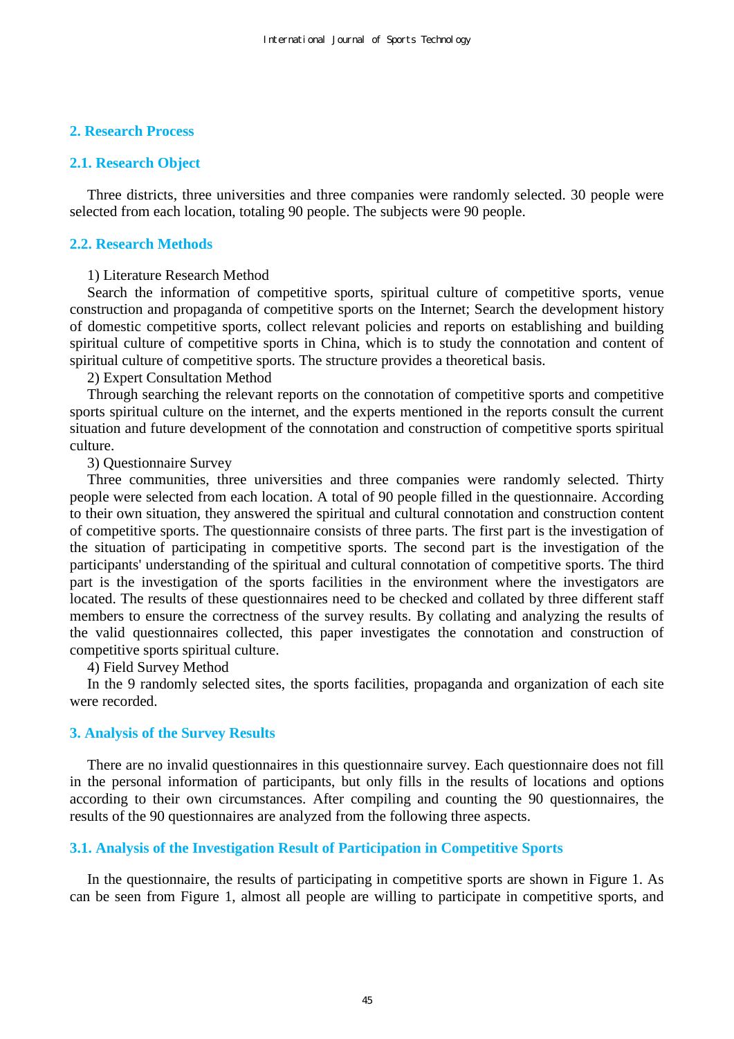## 2. Research Process

### 2.1. Research Object

Three districts, three universities and three companies were randomly selected. 30 people were selected from each location, totaling 90 people. The subjects were 90 people.

### 2.2. Research Methods

1) Literature Research Method

Search the information of competitive sports, spiritual culture of competitive sports, venue construction and propaganda of competitive sports on the Internet; Search the development history of domestic competitive sports, collect relevant policies and reports on establishing and building spiritual culture of competitive sports in China, which is to study the connotation and content of spiritual culture of competitive sports. The structure provides a theoretical basis.

2) Expert Consultation Method

Through searching the relevant reports on the connotation of competitive sports and competitive sports spiritual culture on the internet, and the experts mentioned in the reports consult the current situation and future development of the connotation and construction of competitive sports spiritual culture.

3) Questionnaire Survey

Three communities, three universities and three companies were randomly selected. Thirty people were selected from each location. A total of 90 people filled in the questionnaire. According to their own situation, they answered the spiritual and cultural connotation and construction content of competitive sports. The questionnaire consists of three parts. The first part is the investigation of the situation of participating in competitive sports. The second part is the investigation of the participants' understanding of the spiritual and cultural connotation of competitive sports. The third part is the investigation of the sports facilities in the environment where the investigators are located. The results of these questionnaires need to be checked and collated by three different staff members to ensure the correctness of the survey results. By collating and analyzing the results of the valid questionnaires collected, this paper investigates the connotation and construction of competitive sports spiritual culture.

4) Field Survey Method

In the 9 randomly selected sites, the sports facilities, propaganda and organization of each site were recorded.

## 3. Analysis of the Survey Results

There are no invalid questionnaires in this questionnaire survey. Each questionnaire does not fill in the personal information of participants, but only fills in the results of locations and options according to their own circumstances. After compiling and counting the 90 questionnaires, the results of the 90 questionnaires are analyzed from the following three aspects.

### 3.1. Analysis of the Investigation Result of Participation in Competitive Sports

In the questionnaire, the results of participating in competitive sports are shown in Figure 1. As can be seen from Figure 1, almost all people are willing to participate in competitive sports, and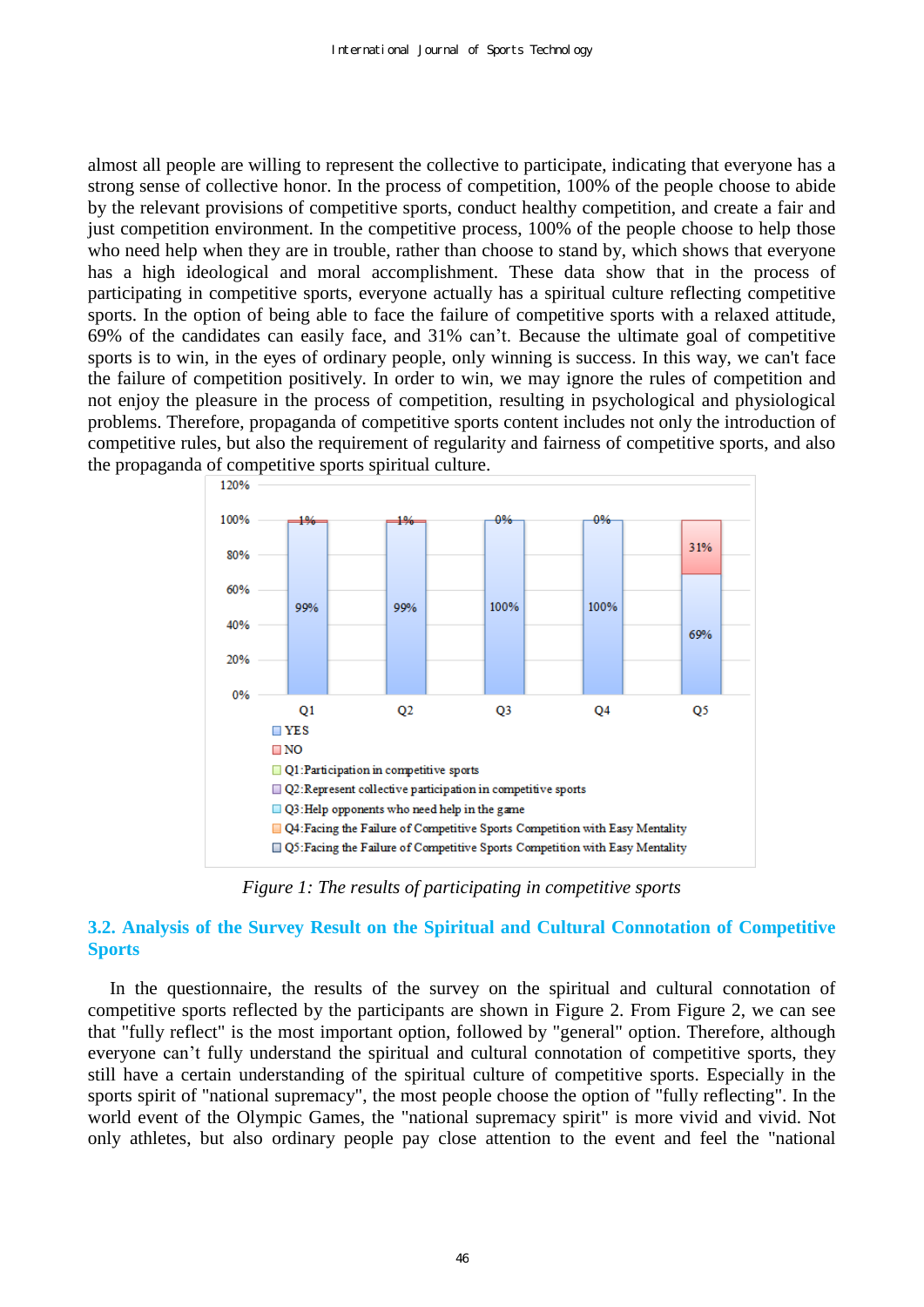almost all people are willing to represent the collective to participate, indicating that everyone has a strong sense of collective honor. In the process of competition, 100% of the people choose to abide by the relevant provisions of competitive sports, conduct healthy competition, and create a fair and just competition environment. In the competitive process, 100% of the people choose to help those who need help when they are in trouble, rather than choose to stand by, which shows that everyone has a high ideological and moral accomplishment. These data show that in the process of participating in competitive sports, everyone actually has a spiritual culture reflecting competitive sports. In the option of being able to face the failure of competitive sports with a relaxed attitude, 69% of the candidates can easily face, and 31% can't. Because the ultimate goal of competitive sports is to win, in the eyes of ordinary people, only winning is success. In this way, we can't face the failure of competition positively. In order to win, we may ignore the rules of competition and not enjoy the pleasure in the process of competition, resulting in psychological and physiological problems. Therefore, propaganda of competitive sports content includes not only the introduction of competitive rules, but also the requirement of regularity and fairness of competitive sports, and also the propaganda of competitive sports spiritual culture.

*Figure 1: The results of participating in competitive sports*

## 3.2. Analysis of the Survey Result on the Spiritual and Cultural Connotation of Competitive Sports

In the questionnaire, the results of the survey on the spiritual and cultural connotation of competitive sports reflected by the participants are shown in Figure 2. From Figure 2, we can see that "fully reflect" is the most important option, followed by "general" option. Therefore, although everyone can't fully understand the spiritual and cultural connotation of competitive sports, they still have a certain understanding of the spiritual culture of competitive sports. Especially in the sports spirit of "national supremacy", the most people choose the option of "fully reflecting". In the world event of the Olympic Games, the "national supremacy spirit" is more vivid and vivid. Not only athletes, but also ordinary people pay close attention to the event and feel the "national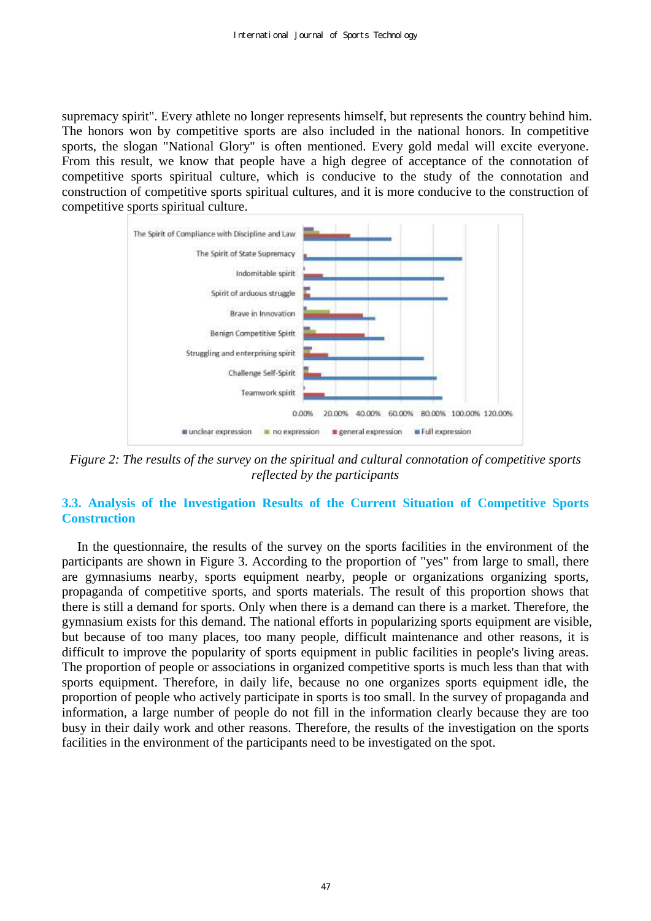supremacy spirit". Every athlete no longer represents himself, but represents the country behind him. The honors won by competitive sports are also included in the national honors. In competitive sports, the slogan "National Glory" is often mentioned. Every gold medal will excite everyone. From this result, we know that people have a high degree of acceptance of the connotation of competitive sports spiritual culture, which is conducive to the study of the connotation and construction of competitive sports spiritual cultures, and it is more conducive to the construction of competitive sports spiritual culture.

*Figure 2: The results of the survey on the spiritual and cultural connotation of competitive sports reflected by the participants*

### 3.3. Analysis of the Investigation Results of the Current Situation of Competitive Sports Construction

In the questionnaire, the results of the survey on the sports facilities in the environment of the participants are shown in Figure 3. According to the proportion of "yes" from large to small, there are gymnasiums nearby, sports equipment nearby, people or organizations organizing sports, propaganda of competitive sports, and sports materials. The result of this proportion shows that there is still a demand for sports. Only when there is a demand can there be a market. Therefore, the gymnasium exists for this demand. The national efforts in popularizing sports equipment are visible, but because of too many places, too many people, difficult maintenance and other reasons, it is difficult to improve the popularity of sports equipment in public facilities in people's living areas. The proportion of people or associations in organized competitive sports is much less than that with sports equipment. Therefore, in daily life, because no one organizes sports equipment idle, the proportion of people who actively participate in sports is too small. In the survey of propaganda and information, a large number of people do not fill in the information clearly because they are too busy in their daily work and other reasons. Therefore, the results of the investigation on the sports facilities in the environment of the participants need to be investigated on the spot.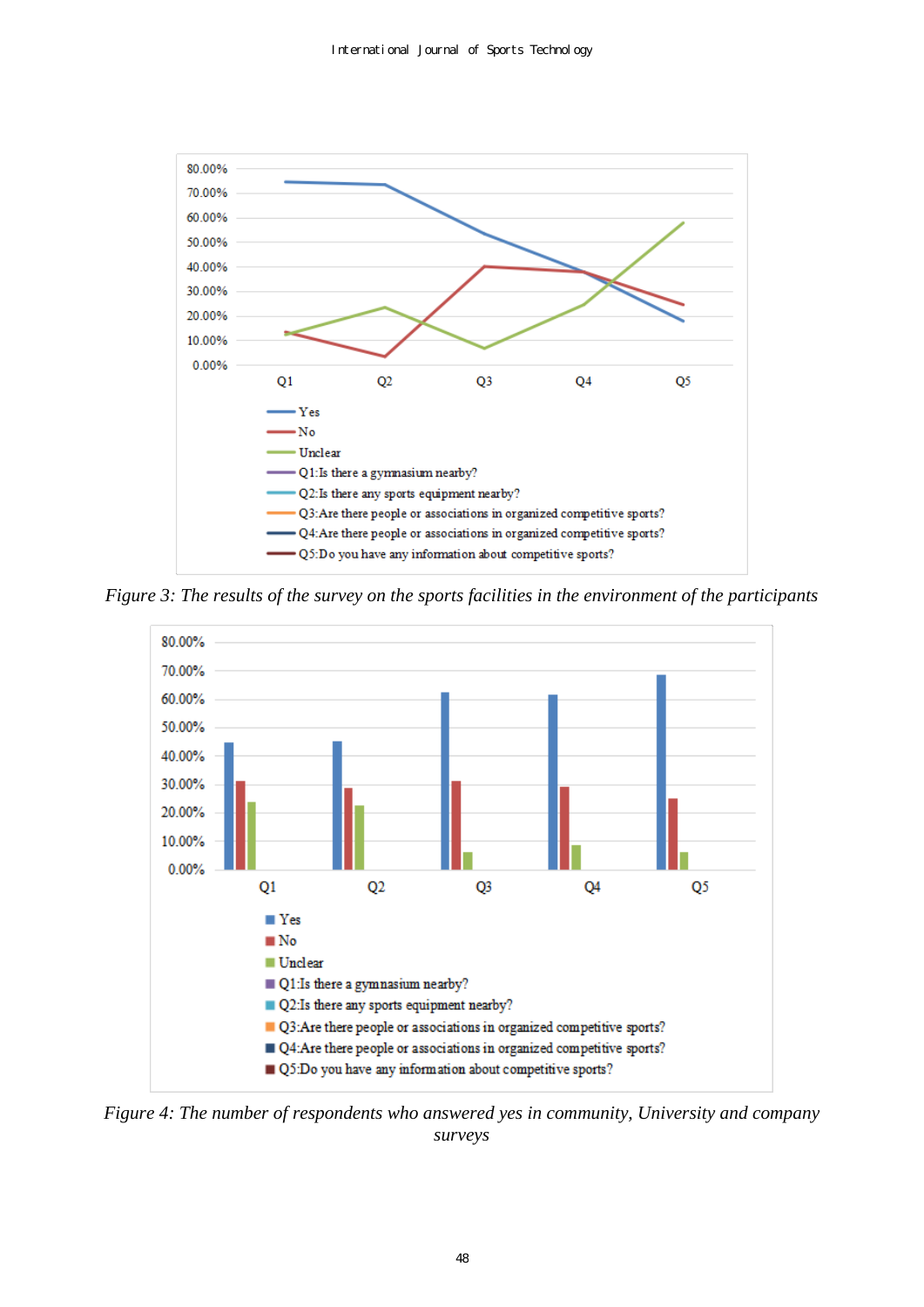Figure 3: The results of the survey on the sports facilities in the environment of the participants

Figure 4: The number of respondents who answered yes in community, University and company surveys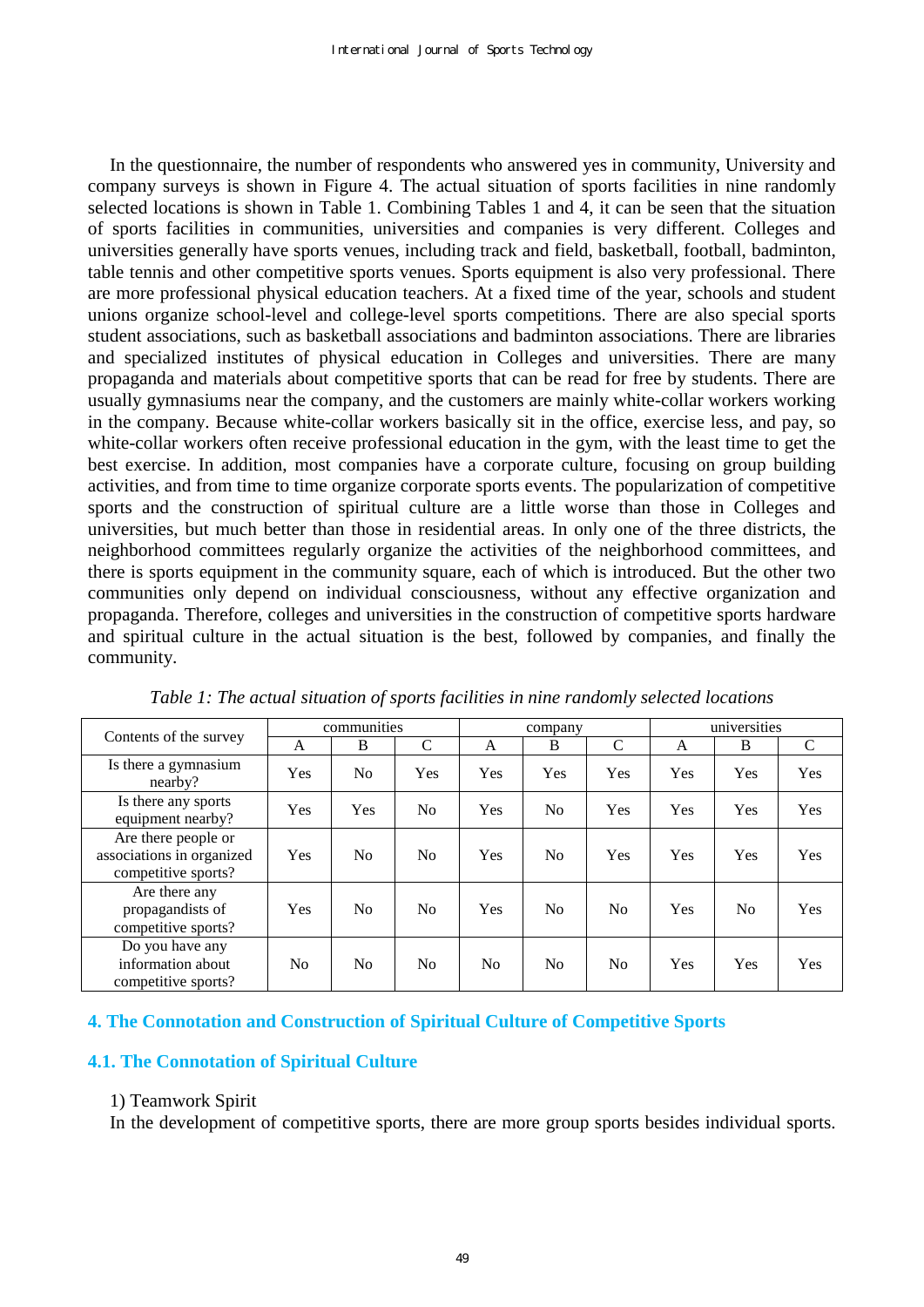In the questionnaire, the number of respondents who answered yes in community, University and company surveys is shown in Figure 4. The actual situation of sports facilities in nine randomly selected locations is shown in Table 1. Combining Tables 1 and 4, it can be seen that the situation of sports facilities in communities, universities and companies is very different. Colleges and universities generally have sports venues, including track and field, basketball, football, badminton, table tennis and other competitive sports venues. Sports equipment is also very professional. There are more professional physical education teachers. At a fixed time of the year, schools and student unions organize school-level and college-level sports competitions. There are also special sports student associations, such as basketball associations and badminton associations. There are libraries and specialized institutes of physical education in Colleges and universities. There are many propaganda and materials about competitive sports that can be read for free by students. There are usually gymnasiums near the company, and the customers are mainly white-collar workers working in the company. Because white-collar workers basically sit in the office, exercise less, and pay, so white-collar workers often receive professional education in the gym, with the least time to get the best exercise. In addition, most companies have a corporate culture, focusing on group building activities, and from time to time organize corporate sports events. The popularization of competitive sports and the construction of spiritual culture are a little worse than those in Colleges and universities, but much better than those in residential areas. In only one of the three districts, the neighborhood committees regularly organize the activities of the neighborhood committees, and there is sports equipment in the community square, each of which is introduced. But the other two communities only depend on individual consciousness, without any effective organization and propaganda. Therefore, colleges and universities in the construction of competitive sports hardware and spiritual culture in the actual situation is the best, followed by companies, and finally the community.

*Table 1: The actual situation of sports facilities in nine randomly selected locations*

| Contents of the survey | communities | | | company | | | universities | | |
|---|---|---|---|---|---|---|---|---|---|
| | A | B | C | A | B | C | A | B | C |
| Is there a gymnasium nearby? | Yes | No | Yes | Yes | Yes | Yes | Yes | Yes | Yes |
| Is there any sports equipment nearby? | Yes | Yes | No | Yes | No | Yes | Yes | Yes | Yes |
| Are there people or associations in organized competitive sports? | Yes | No | No | Yes | No | Yes | Yes | Yes | Yes |
| Are there any propagandists of competitive sports? | Yes | No | No | Yes | No | No | Yes | No | Yes |
| Do you have any information about competitive sports? | No | No | No | No | No | No | Yes | Yes | Yes |

## 4. The Connotation and Construction of Spiritual Culture of Competitive Sports

### 4.1. The Connotation of Spiritual Culture

1) Teamwork Spirit

In the development of competitive sports, there are more group sports besides individual sports.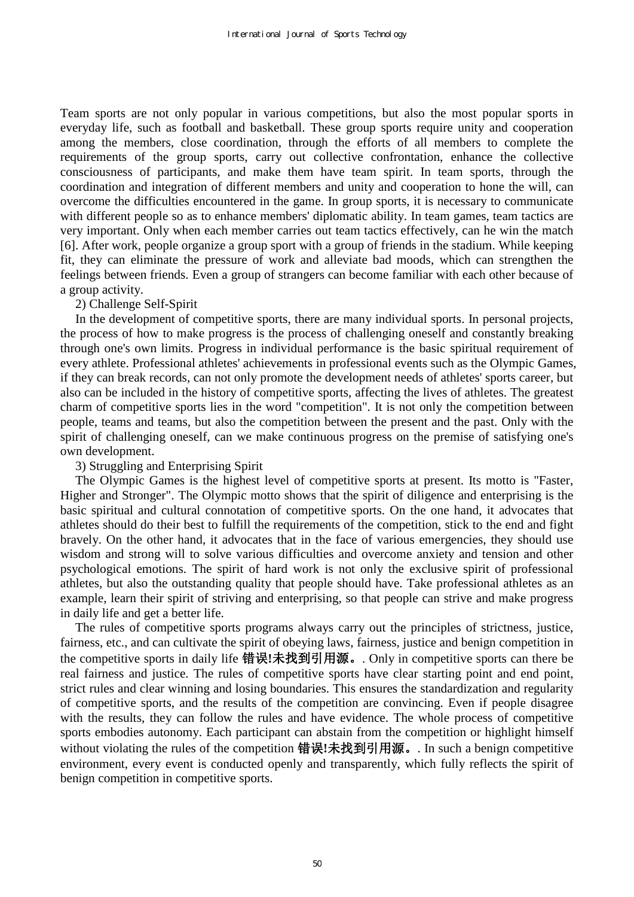Team sports are not only popular in various competitions, but also the most popular sports in everyday life, such as football and basketball. These group sports require unity and cooperation among the members, close coordination, through the efforts of all members to complete the requirements of the group sports, carry out collective confrontation, enhance the collective consciousness of participants, and make them have team spirit. In team sports, through the coordination and integration of different members and unity and cooperation to hone the will, can overcome the difficulties encountered in the game. In group sports, it is necessary to communicate with different people so as to enhance members' diplomatic ability. In team games, team tactics are very important. Only when each member carries out team tactics effectively, can he win the match [6]. After work, people organize a group sport with a group of friends in the stadium. While keeping fit, they can eliminate the pressure of work and alleviate bad moods, which can strengthen the feelings between friends. Even a group of strangers can become familiar with each other because of a group activity.

2) Challenge Self-Spirit

In the development of competitive sports, there are many individual sports. In personal projects, the process of how to make progress is the process of challenging oneself and constantly breaking through one's own limits. Progress in individual performance is the basic spiritual requirement of every athlete. Professional athletes' achievements in professional events such as the Olympic Games, if they can break records, can not only promote the development needs of athletes' sports career, but also can be included in the history of competitive sports, affecting the lives of athletes. The greatest charm of competitive sports lies in the word "competition". It is not only the competition between people, teams and teams, but also the competition between the present and the past. Only with the spirit of challenging oneself, can we make continuous progress on the premise of satisfying one's own development.

3) Struggling and Enterprising Spirit

The Olympic Games is the highest level of competitive sports at present. Its motto is "Faster, Higher and Stronger". The Olympic motto shows that the spirit of diligence and enterprising is the basic spiritual and cultural connotation of competitive sports. On the one hand, it advocates that athletes should do their best to fulfill the requirements of the competition, stick to the end and fight bravely. On the other hand, it advocates that in the face of various emergencies, they should use wisdom and strong will to solve various difficulties and overcome anxiety and tension and other psychological emotions. The spirit of hard work is not only the exclusive spirit of professional athletes, but also the outstanding quality that people should have. Take professional athletes as an example, learn their spirit of striving and enterprising, so that people can strive and make progress in daily life and get a better life.

The rules of competitive sports programs always carry out the principles of strictness, justice, fairness, etc., and can cultivate the spirit of obeying laws, fairness, justice and benign competition in the competitive sports in daily life **错误!未找到引用源。**. Only in competitive sports can there be real fairness and justice. The rules of competitive sports have clear starting point and end point, strict rules and clear winning and losing boundaries. This ensures the standardization and regularity of competitive sports, and the results of the competition are convincing. Even if people disagree with the results, they can follow the rules and have evidence. The whole process of competitive sports embodies autonomy. Each participant can abstain from the competition or highlight himself without violating the rules of the competition **错误!未找到引用源。**. In such a benign competitive environment, every event is conducted openly and transparently, which fully reflects the spirit of benign competition in competitive sports.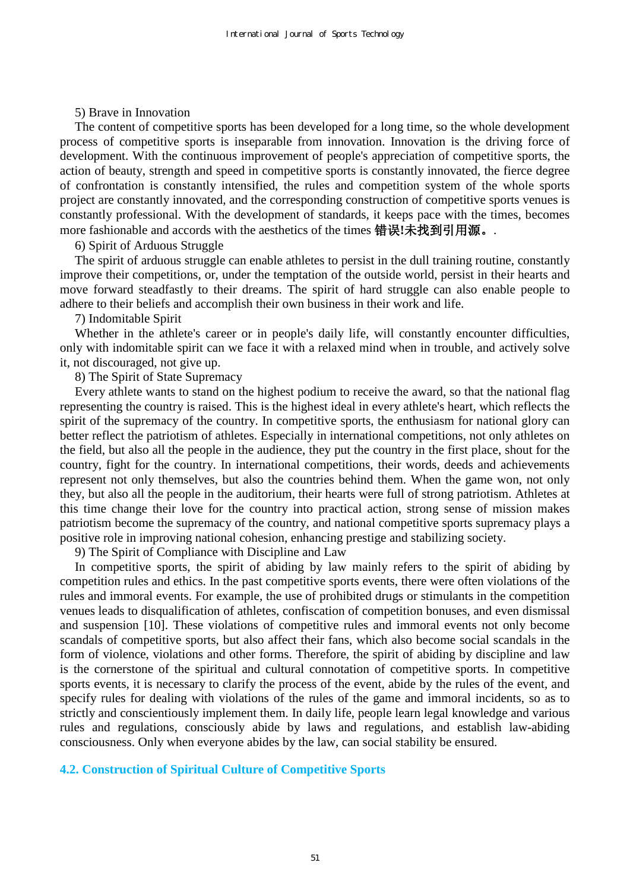5) Brave in Innovation

The content of competitive sports has been developed for a long time, so the whole development process of competitive sports is inseparable from innovation. Innovation is the driving force of development. With the continuous improvement of people's appreciation of competitive sports, the action of beauty, strength and speed in competitive sports is constantly innovated, the fierce degree of confrontation is constantly intensified, the rules and competition system of the whole sports project are constantly innovated, and the corresponding construction of competitive sports venues is constantly professional. With the development of standards, it keeps pace with the times, becomes more fashionable and accords with the aesthetics of the times **错误!未找到引用源。**.

6) Spirit of Arduous Struggle

The spirit of arduous struggle can enable athletes to persist in the dull training routine, constantly improve their competitions, or, under the temptation of the outside world, persist in their hearts and move forward steadfastly to their dreams. The spirit of hard struggle can also enable people to adhere to their beliefs and accomplish their own business in their work and life.

7) Indomitable Spirit

Whether in the athlete's career or in people's daily life, will constantly encounter difficulties, only with indomitable spirit can we face it with a relaxed mind when in trouble, and actively solve it, not discouraged, not give up.

8) The Spirit of State Supremacy

Every athlete wants to stand on the highest podium to receive the award, so that the national flag representing the country is raised. This is the highest ideal in every athlete's heart, which reflects the spirit of the supremacy of the country. In competitive sports, the enthusiasm for national glory can better reflect the patriotism of athletes. Especially in international competitions, not only athletes on the field, but also all the people in the audience, they put the country in the first place, shout for the country, fight for the country. In international competitions, their words, deeds and achievements represent not only themselves, but also the countries behind them. When the game won, not only they, but also all the people in the auditorium, their hearts were full of strong patriotism. Athletes at this time change their love for the country into practical action, strong sense of mission makes patriotism become the supremacy of the country, and national competitive sports supremacy plays a positive role in improving national cohesion, enhancing prestige and stabilizing society.

9) The Spirit of Compliance with Discipline and Law

In competitive sports, the spirit of abiding by law mainly refers to the spirit of abiding by competition rules and ethics. In the past competitive sports events, there were often violations of the rules and immoral events. For example, the use of prohibited drugs or stimulants in the competition venues leads to disqualification of athletes, confiscation of competition bonuses, and even dismissal and suspension [10]. These violations of competitive rules and immoral events not only become scandals of competitive sports, but also affect their fans, which also become social scandals in the form of violence, violations and other forms. Therefore, the spirit of abiding by discipline and law is the cornerstone of the spiritual and cultural connotation of competitive sports. In competitive sports events, it is necessary to clarify the process of the event, abide by the rules of the event, and specify rules for dealing with violations of the rules of the game and immoral incidents, so as to strictly and conscientiously implement them. In daily life, people learn legal knowledge and various rules and regulations, consciously abide by laws and regulations, and establish law-abiding consciousness. Only when everyone abides by the law, can social stability be ensured.

### 4.2. Construction of Spiritual Culture of Competitive Sports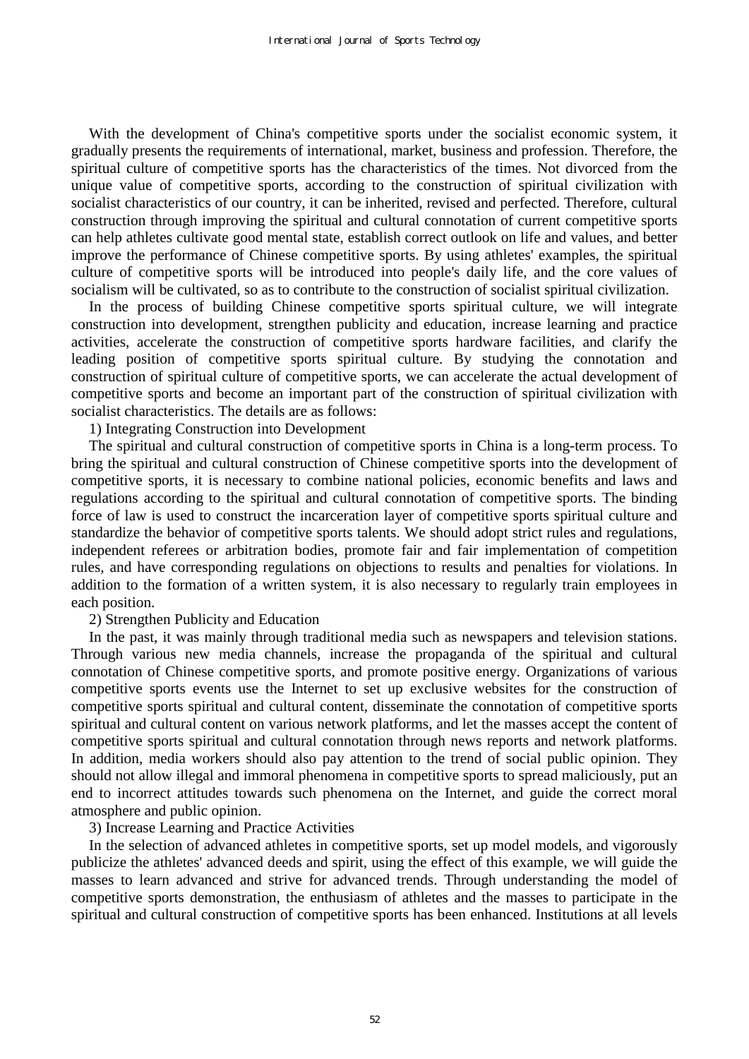With the development of China's competitive sports under the socialist economic system, it gradually presents the requirements of international, market, business and profession. Therefore, the spiritual culture of competitive sports has the characteristics of the times. Not divorced from the unique value of competitive sports, according to the construction of spiritual civilization with socialist characteristics of our country, it can be inherited, revised and perfected. Therefore, cultural construction through improving the spiritual and cultural connotation of current competitive sports can help athletes cultivate good mental state, establish correct outlook on life and values, and better improve the performance of Chinese competitive sports. By using athletes' examples, the spiritual culture of competitive sports will be introduced into people's daily life, and the core values of socialism will be cultivated, so as to contribute to the construction of socialist spiritual civilization.

In the process of building Chinese competitive sports spiritual culture, we will integrate construction into development, strengthen publicity and education, increase learning and practice activities, accelerate the construction of competitive sports hardware facilities, and clarify the leading position of competitive sports spiritual culture. By studying the connotation and construction of spiritual culture of competitive sports, we can accelerate the actual development of competitive sports and become an important part of the construction of spiritual civilization with socialist characteristics. The details are as follows:

1) Integrating Construction into Development

The spiritual and cultural construction of competitive sports in China is a long-term process. To bring the spiritual and cultural construction of Chinese competitive sports into the development of competitive sports, it is necessary to combine national policies, economic benefits and laws and regulations according to the spiritual and cultural connotation of competitive sports. The binding force of law is used to construct the incarceration layer of competitive sports spiritual culture and standardize the behavior of competitive sports talents. We should adopt strict rules and regulations, independent referees or arbitration bodies, promote fair and fair implementation of competition rules, and have corresponding regulations on objections to results and penalties for violations. In addition to the formation of a written system, it is also necessary to regularly train employees in each position.

2) Strengthen Publicity and Education

In the past, it was mainly through traditional media such as newspapers and television stations. Through various new media channels, increase the propaganda of the spiritual and cultural connotation of Chinese competitive sports, and promote positive energy. Organizations of various competitive sports events use the Internet to set up exclusive websites for the construction of competitive sports spiritual and cultural content, disseminate the connotation of competitive sports spiritual and cultural content on various network platforms, and let the masses accept the content of competitive sports spiritual and cultural connotation through news reports and network platforms. In addition, media workers should also pay attention to the trend of social public opinion. They should not allow illegal and immoral phenomena in competitive sports to spread maliciously, put an end to incorrect attitudes towards such phenomena on the Internet, and guide the correct moral atmosphere and public opinion.

3) Increase Learning and Practice Activities

In the selection of advanced athletes in competitive sports, set up model models, and vigorously publicize the athletes' advanced deeds and spirit, using the effect of this example, we will guide the masses to learn advanced and strive for advanced trends. Through understanding the model of competitive sports demonstration, the enthusiasm of athletes and the masses to participate in the spiritual and cultural construction of competitive sports has been enhanced. Institutions at all levels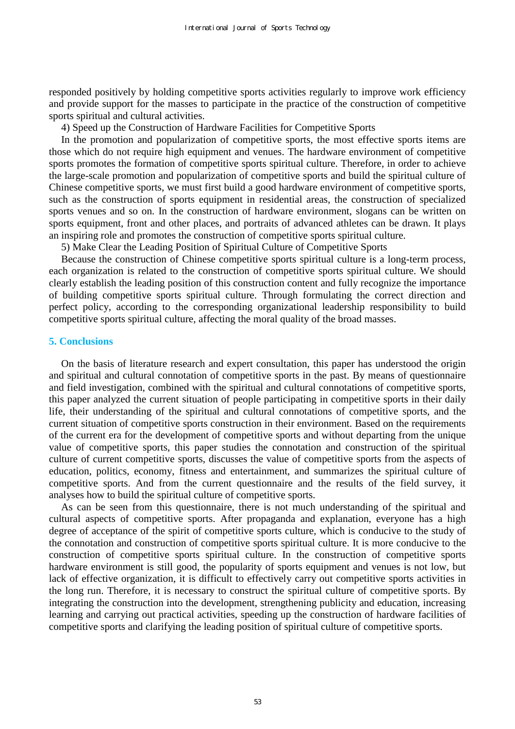responded positively by holding competitive sports activities regularly to improve work efficiency and provide support for the masses to participate in the practice of the construction of competitive sports spiritual and cultural activities.

4) Speed up the Construction of Hardware Facilities for Competitive Sports

In the promotion and popularization of competitive sports, the most effective sports items are those which do not require high equipment and venues. The hardware environment of competitive sports promotes the formation of competitive sports spiritual culture. Therefore, in order to achieve the large-scale promotion and popularization of competitive sports and build the spiritual culture of Chinese competitive sports, we must first build a good hardware environment of competitive sports, such as the construction of sports equipment in residential areas, the construction of specialized sports venues and so on. In the construction of hardware environment, slogans can be written on sports equipment, front and other places, and portraits of advanced athletes can be drawn. It plays an inspiring role and promotes the construction of competitive sports spiritual culture.

5) Make Clear the Leading Position of Spiritual Culture of Competitive Sports

Because the construction of Chinese competitive sports spiritual culture is a long-term process, each organization is related to the construction of competitive sports spiritual culture. We should clearly establish the leading position of this construction content and fully recognize the importance of building competitive sports spiritual culture. Through formulating the correct direction and perfect policy, according to the corresponding organizational leadership responsibility to build competitive sports spiritual culture, affecting the moral quality of the broad masses.

## 5. Conclusions

On the basis of literature research and expert consultation, this paper has understood the origin and spiritual and cultural connotation of competitive sports in the past. By means of questionnaire and field investigation, combined with the spiritual and cultural connotations of competitive sports, this paper analyzed the current situation of people participating in competitive sports in their daily life, their understanding of the spiritual and cultural connotations of competitive sports, and the current situation of competitive sports construction in their environment. Based on the requirements of the current era for the development of competitive sports and without departing from the unique value of competitive sports, this paper studies the connotation and construction of the spiritual culture of current competitive sports, discusses the value of competitive sports from the aspects of education, politics, economy, fitness and entertainment, and summarizes the spiritual culture of competitive sports. And from the current questionnaire and the results of the field survey, it analyses how to build the spiritual culture of competitive sports.

As can be seen from this questionnaire, there is not much understanding of the spiritual and cultural aspects of competitive sports. After propaganda and explanation, everyone has a high degree of acceptance of the spirit of competitive sports culture, which is conducive to the study of the connotation and construction of competitive sports spiritual culture. It is more conducive to the construction of competitive sports spiritual culture. In the construction of competitive sports hardware environment is still good, the popularity of sports equipment and venues is not low, but lack of effective organization, it is difficult to effectively carry out competitive sports activities in the long run. Therefore, it is necessary to construct the spiritual culture of competitive sports. By integrating the construction into the development, strengthening publicity and education, increasing learning and carrying out practical activities, speeding up the construction of hardware facilities of competitive sports and clarifying the leading position of spiritual culture of competitive sports.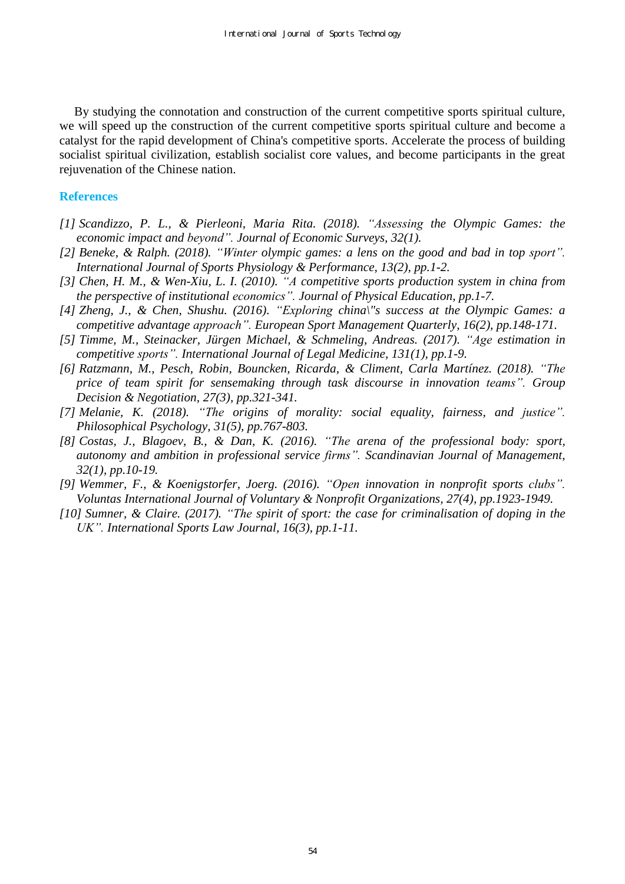By studying the connotation and construction of the current competitive sports spiritual culture, we will speed up the construction of the current competitive sports spiritual culture and become a catalyst for the rapid development of China's competitive sports. Accelerate the process of building socialist spiritual civilization, establish socialist core values, and become participants in the great rejuvenation of the Chinese nation.

## References

*[1] Scandizzo, P. L., & Pierleoni, Maria Rita. (2018). "Assessing the Olympic Games: the economic impact and beyond". Journal of Economic Surveys, 32(1).*

*[2] Beneke, & Ralph. (2018). "Winter olympic games: a lens on the good and bad in top sport". International Journal of Sports Physiology & Performance, 13(2), pp.1-2.*

*[3] Chen, H. M., & Wen-Xiu, L. I. (2010). "A competitive sports production system in china from the perspective of institutional economics". Journal of Physical Education, pp.1-7.*

*[4] Zheng, J., & Chen, Shushu. (2016). "Exploring china\"s success at the Olympic Games: a competitive advantage approach". European Sport Management Quarterly, 16(2), pp.148-171.*

*[5] Timme, M., Steinacker, Jürgen Michael, & Schmeling, Andreas. (2017). "Age estimation in competitive sports". International Journal of Legal Medicine, 131(1), pp.1-9.*

*[6] Ratzmann, M., Pesch, Robin, Bouncken, Ricarda, & Climent, Carla Martínez. (2018). "The price of team spirit for sensemaking through task discourse in innovation teams". Group Decision & Negotiation, 27(3), pp.321-341.*

*[7] Melanie, K. (2018). "The origins of morality: social equality, fairness, and justice". Philosophical Psychology, 31(5), pp.767-803.*

*[8] Costas, J., Blagoev, B., & Dan, K. (2016). "The arena of the professional body: sport, autonomy and ambition in professional service firms". Scandinavian Journal of Management, 32(1), pp.10-19.*

*[9] Wemmer, F., & Koenigstorfer, Joerg. (2016). "Open innovation in nonprofit sports clubs". Voluntas International Journal of Voluntary & Nonprofit Organizations, 27(4), pp.1923-1949.*

*[10] Sumner, & Claire. (2017). "The spirit of sport: the case for criminalisation of doping in the UK". International Sports Law Journal, 16(3), pp.1-11.*